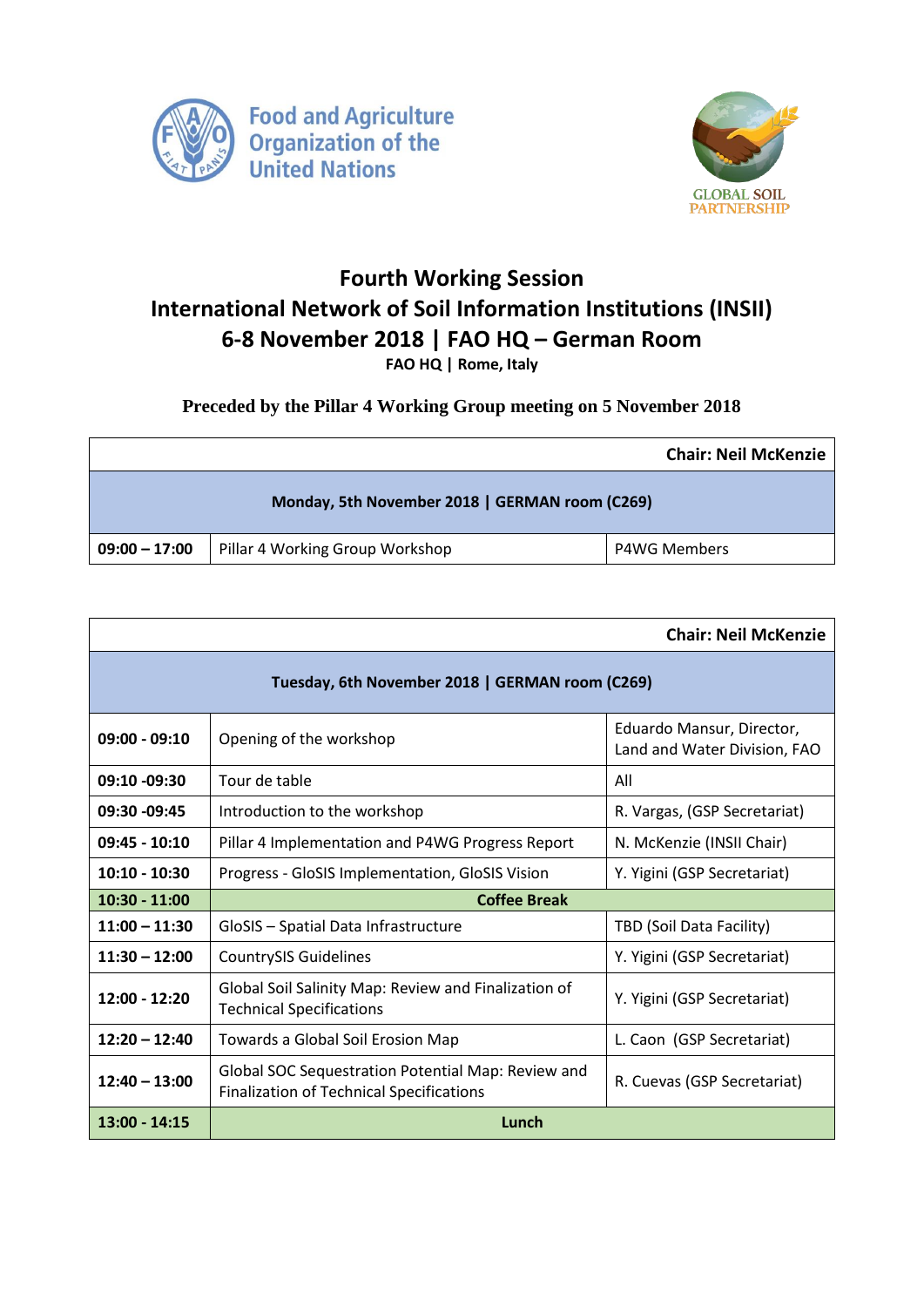Food and Agriculture Organization of the United Nations

GLOBAL SOIL PARTNERSHIP

# Fourth Working Session
# International Network of Soil Information Institutions (INSII)
## 6-8 November 2018 | FAO HQ – German Room

**FAO HQ | Rome, Italy**

**Preceded by the Pillar 4 Working Group meeting on 5 November 2018**

| | | **Chair: Neil McKenzie** |
|---|---|---|
| **Monday, 5th November 2018 \| GERMAN room (C269)** | | |
| **09:00 – 17:00** | Pillar 4 Working Group Workshop | P4WG Members |

| | | **Chair: Neil McKenzie** |
|---|---|---|
| **Tuesday, 6th November 2018 \| GERMAN room (C269)** | | |
| **09:00 - 09:10** | Opening of the workshop | Eduardo Mansur, Director, Land and Water Division, FAO |
| **09:10 -09:30** | Tour de table | All |
| **09:30 -09:45** | Introduction to the workshop | R. Vargas, (GSP Secretariat) |
| **09:45 - 10:10** | Pillar 4 Implementation and P4WG Progress Report | N. McKenzie (INSII Chair) |
| **10:10 - 10:30** | Progress - GloSIS Implementation, GloSIS Vision | Y. Yigini (GSP Secretariat) |
| **10:30 - 11:00** | **Coffee Break** | |
| **11:00 – 11:30** | GloSIS – Spatial Data Infrastructure | TBD (Soil Data Facility) |
| **11:30 – 12:00** | CountrySIS Guidelines | Y. Yigini (GSP Secretariat) |
| **12:00 - 12:20** | Global Soil Salinity Map: Review and Finalization of Technical Specifications | Y. Yigini (GSP Secretariat) |
| **12:20 – 12:40** | Towards a Global Soil Erosion Map | L. Caon (GSP Secretariat) |
| **12:40 – 13:00** | Global SOC Sequestration Potential Map: Review and Finalization of Technical Specifications | R. Cuevas (GSP Secretariat) |
| **13:00 - 14:15** | **Lunch** | |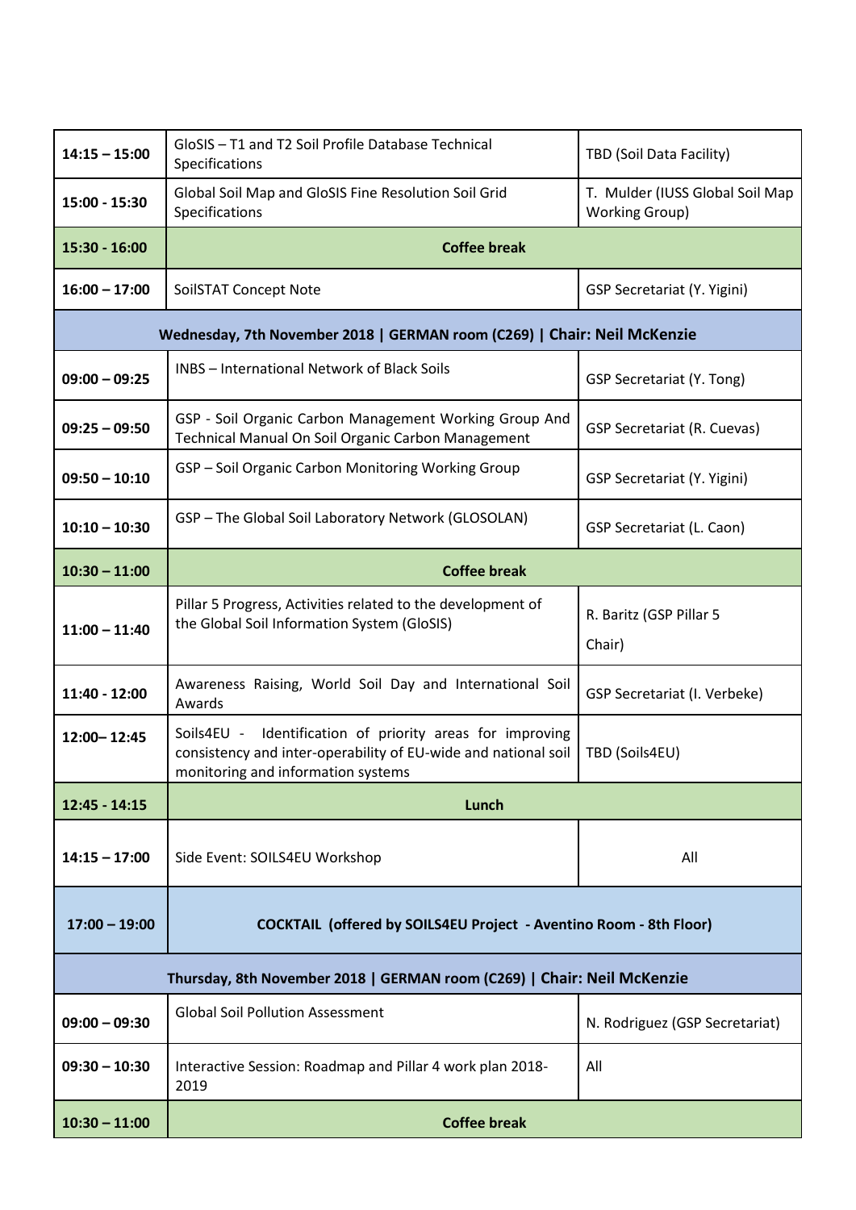| | | |
|---|---|---|
| **14:15 – 15:00** | GloSIS – T1 and T2 Soil Profile Database Technical Specifications | TBD (Soil Data Facility) |
| **15:00 - 15:30** | Global Soil Map and GloSIS Fine Resolution Soil Grid Specifications | T. Mulder (IUSS Global Soil Map Working Group) |
| **15:30 - 16:00** | **Coffee break** | |
| **16:00 – 17:00** | SoilSTAT Concept Note | GSP Secretariat (Y. Yigini) |
| **Wednesday, 7th November 2018 \| GERMAN room (C269) \| Chair: Neil McKenzie** | | |
| **09:00 – 09:25** | INBS – International Network of Black Soils | GSP Secretariat (Y. Tong) |
| **09:25 – 09:50** | GSP - Soil Organic Carbon Management Working Group And Technical Manual On Soil Organic Carbon Management | GSP Secretariat (R. Cuevas) |
| **09:50 – 10:10** | GSP – Soil Organic Carbon Monitoring Working Group | GSP Secretariat (Y. Yigini) |
| **10:10 – 10:30** | GSP – The Global Soil Laboratory Network (GLOSOLAN) | GSP Secretariat (L. Caon) |
| **10:30 – 11:00** | **Coffee break** | |
| **11:00 – 11:40** | Pillar 5 Progress, Activities related to the development of the Global Soil Information System (GloSIS) | R. Baritz (GSP Pillar 5 Chair) |
| **11:40 - 12:00** | Awareness Raising, World Soil Day and International Soil Awards | GSP Secretariat (I. Verbeke) |
| **12:00– 12:45** | Soils4EU - Identification of priority areas for improving consistency and inter-operability of EU-wide and national soil monitoring and information systems | TBD (Soils4EU) |
| **12:45 - 14:15** | **Lunch** | |
| **14:15 – 17:00** | Side Event: SOILS4EU Workshop | All |
| **17:00 – 19:00** | **COCKTAIL (offered by SOILS4EU Project - Aventino Room - 8th Floor)** | |
| **Thursday, 8th November 2018 \| GERMAN room (C269) \| Chair: Neil McKenzie** | | |
| **09:00 – 09:30** | Global Soil Pollution Assessment | N. Rodriguez (GSP Secretariat) |
| **09:30 – 10:30** | Interactive Session: Roadmap and Pillar 4 work plan 2018-2019 | All |
| **10:30 – 11:00** | **Coffee break** | |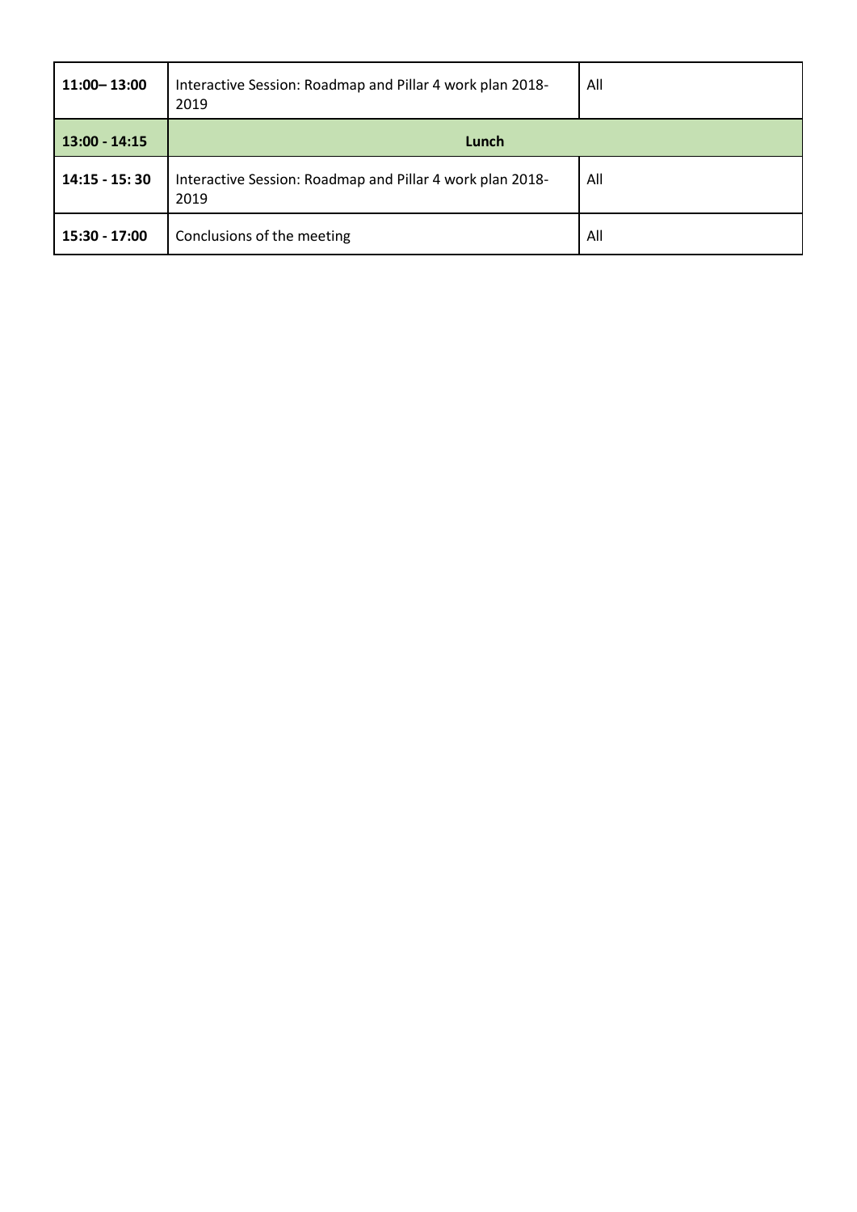| | | |
|---|---|---|
| **11:00– 13:00** | Interactive Session: Roadmap and Pillar 4 work plan 2018-2019 | All |
| **13:00 - 14:15** | **Lunch** | |
| **14:15 - 15: 30** | Interactive Session: Roadmap and Pillar 4 work plan 2018-2019 | All |
| **15:30 - 17:00** | Conclusions of the meeting | All |